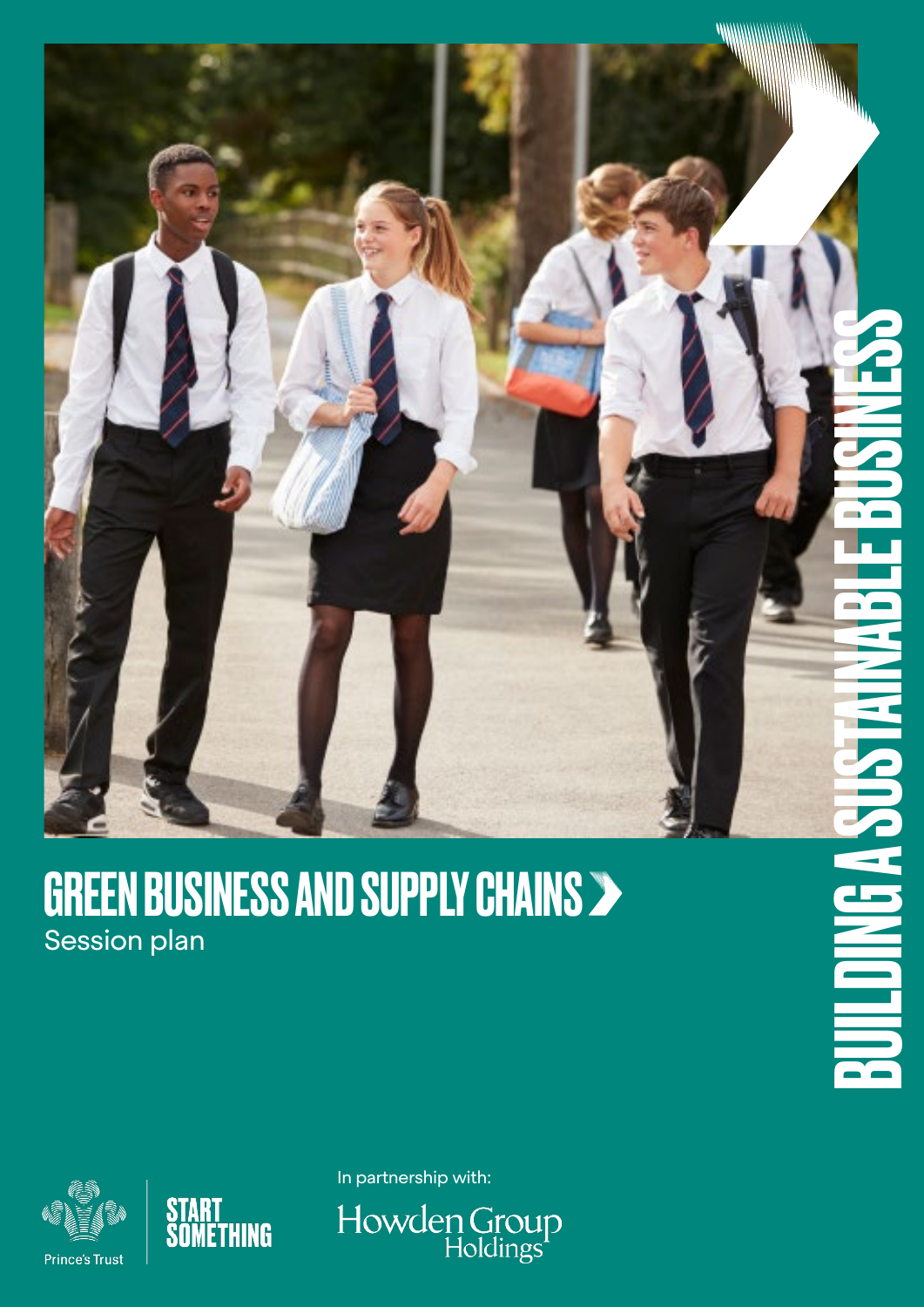# GREEN BUSINESS AND SUPPLY CHAINS

Session plan

BUILDING A SUSTAINABLE BUSINESS

Prince's Trust

START SOMETHING

In partnership with:

Howden Group Holdings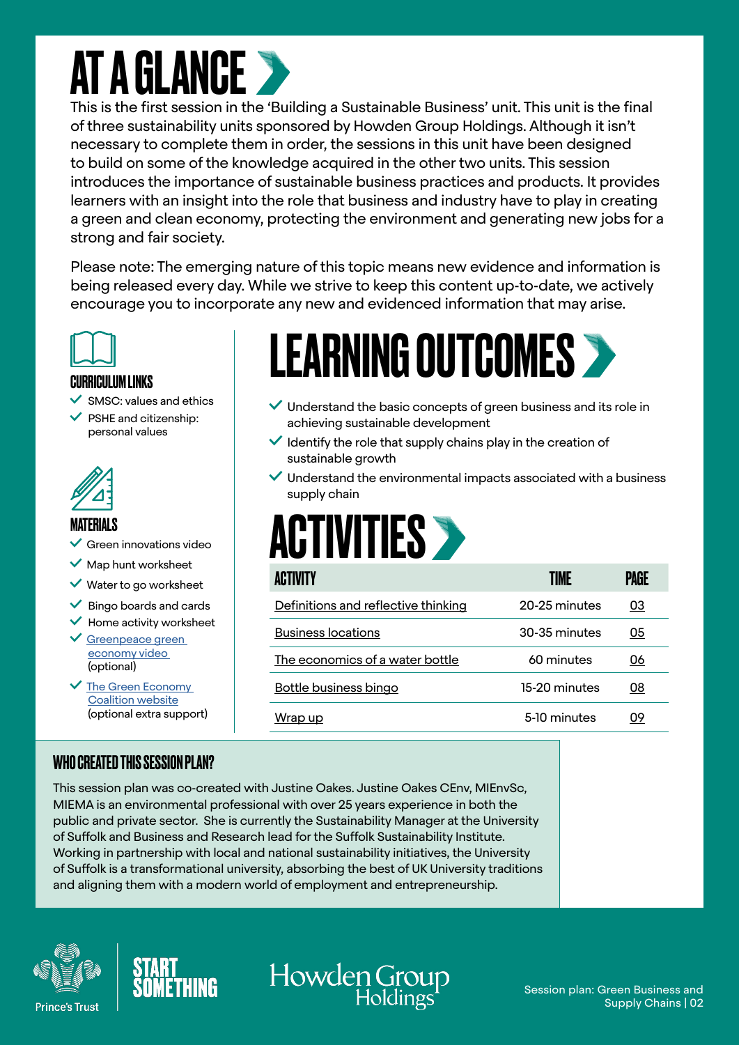# AT A GLANCE

This is the first session in the 'Building a Sustainable Business' unit. This unit is the final of three sustainability units sponsored by Howden Group Holdings. Although it isn't necessary to complete them in order, the sessions in this unit have been designed to build on some of the knowledge acquired in the other two units. This session introduces the importance of sustainable business practices and products. It provides learners with an insight into the role that business and industry have to play in creating a green and clean economy, protecting the environment and generating new jobs for a strong and fair society.

Please note: The emerging nature of this topic means new evidence and information is being released every day. While we strive to keep this content up-to-date, we actively encourage you to incorporate any new and evidenced information that may arise.

### CURRICULUM LINKS

- SMSC: values and ethics
- PSHE and citizenship: personal values

### MATERIALS

- Green innovations video
- Map hunt worksheet
- Water to go worksheet
- Bingo boards and cards
- Home activity worksheet
- Greenpeace green economy video (optional)
- The Green Economy Coalition website (optional extra support)

## LEARNING OUTCOMES

- Understand the basic concepts of green business and its role in achieving sustainable development
- Identify the role that supply chains play in the creation of sustainable growth
- Understand the environmental impacts associated with a business supply chain

## ACTIVITIES

| ACTIVITY | TIME | PAGE |
|---|---|---|
| Definitions and reflective thinking | 20-25 minutes | 03 |
| Business locations | 30-35 minutes | 05 |
| The economics of a water bottle | 60 minutes | 06 |
| Bottle business bingo | 15-20 minutes | 08 |
| Wrap up | 5-10 minutes | 09 |

### WHO CREATED THIS SESSION PLAN?

This session plan was co-created with Justine Oakes. Justine Oakes CEnv, MIEnvSc, MIEMA is an environmental professional with over 25 years experience in both the public and private sector. She is currently the Sustainability Manager at the University of Suffolk and Business and Research lead for the Suffolk Sustainability Institute. Working in partnership with local and national sustainability initiatives, the University of Suffolk is a transformational university, absorbing the best of UK University traditions and aligning them with a modern world of employment and entrepreneurship.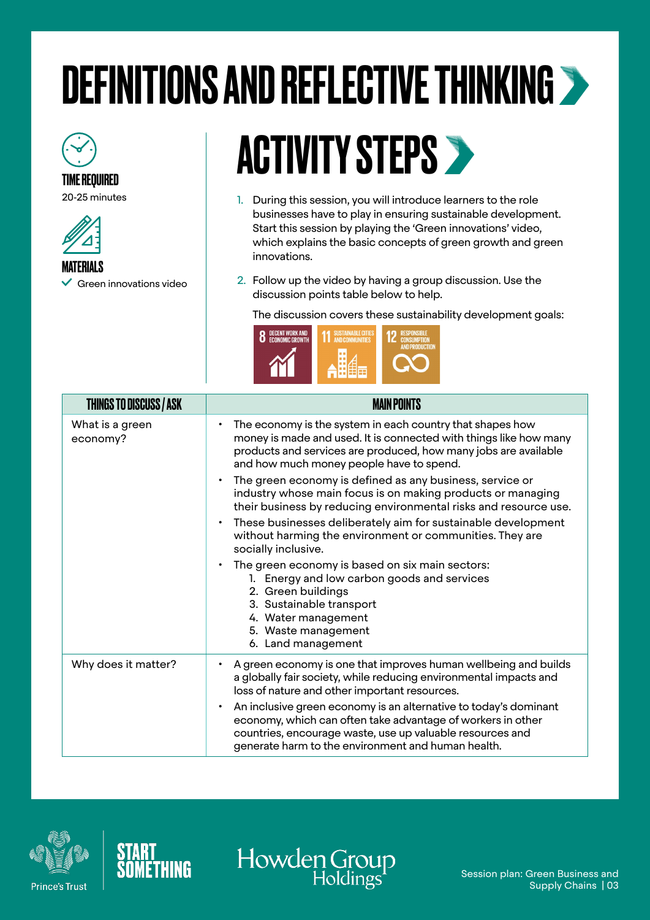# DEFINITIONS AND REFLECTIVE THINKING

**TIME REQUIRED**

20-25 minutes

**MATERIALS**

- ✓ Green innovations video

## ACTIVITY STEPS

1. During this session, you will introduce learners to the role businesses have to play in ensuring sustainable development. Start this session by playing the 'Green innovations' video, which explains the basic concepts of green growth and green innovations.

2. Follow up the video by having a group discussion. Use the discussion points table below to help.

   The discussion covers these sustainability development goals:

   8 DECENT WORK AND ECONOMIC GROWTH | 11 SUSTAINABLE CITIES AND COMMUNITIES | 12 RESPONSIBLE CONSUMPTION AND PRODUCTION

| THINGS TO DISCUSS / ASK | MAIN POINTS |
|---|---|
| What is a green economy? | • The economy is the system in each country that shapes how money is made and used. It is connected with things like how many products and services are produced, how many jobs are available and how much money people have to spend.<br>• The green economy is defined as any business, service or industry whose main focus is on making products or managing their business by reducing environmental risks and resource use.<br>• These businesses deliberately aim for sustainable development without harming the environment or communities. They are socially inclusive.<br>• The green economy is based on six main sectors:<br>1. Energy and low carbon goods and services<br>2. Green buildings<br>3. Sustainable transport<br>4. Water management<br>5. Waste management<br>6. Land management |
| Why does it matter? | • A green economy is one that improves human wellbeing and builds a globally fair society, while reducing environmental impacts and loss of nature and other important resources.<br>• An inclusive green economy is an alternative to today's dominant economy, which can often take advantage of workers in other countries, encourage waste, use up valuable resources and generate harm to the environment and human health. |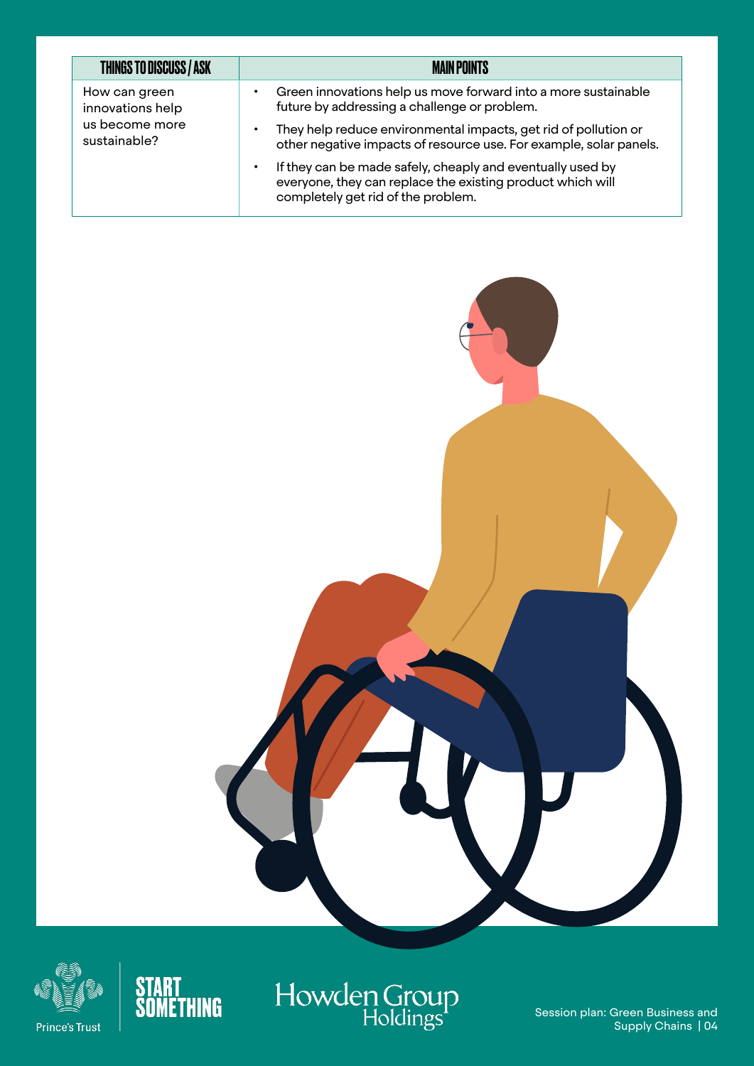| THINGS TO DISCUSS / ASK | MAIN POINTS |
|---|---|
| How can green innovations help us become more sustainable? | • Green innovations help us move forward into a more sustainable future by addressing a challenge or problem.<br>• They help reduce environmental impacts, get rid of pollution or other negative impacts of resource use. For example, solar panels.<br>• If they can be made safely, cheaply and eventually used by everyone, they can replace the existing product which will completely get rid of the problem. |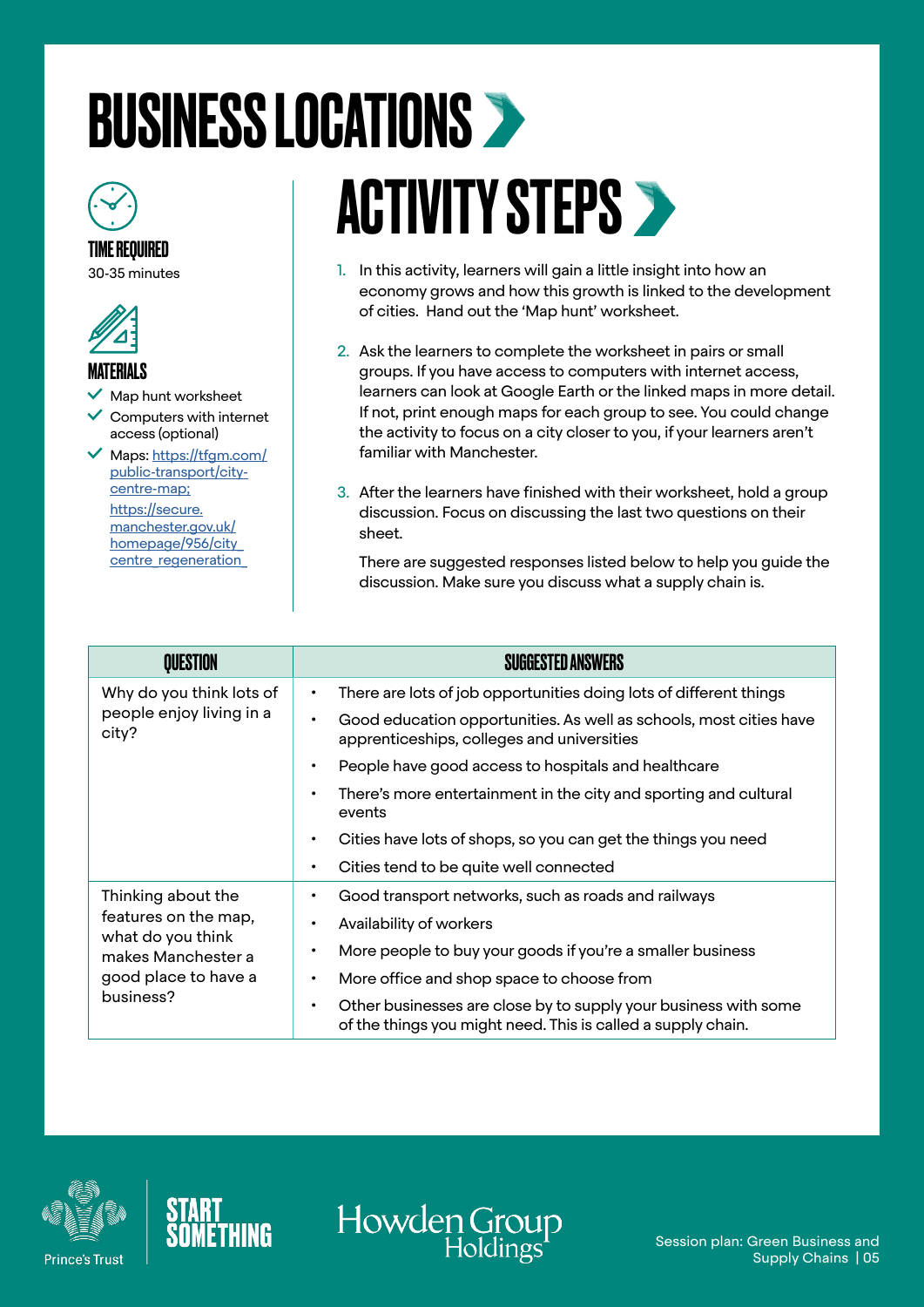# BUSINESS LOCATIONS

### TIME REQUIRED

30-35 minutes

### MATERIALS

- Map hunt worksheet
- Computers with internet access (optional)
- Maps: https://tfgm.com/public-transport/city-centre-map; https://secure.manchester.gov.uk/homepage/956/city_centre_regeneration_

## ACTIVITY STEPS

1. In this activity, learners will gain a little insight into how an economy grows and how this growth is linked to the development of cities. Hand out the 'Map hunt' worksheet.

2. Ask the learners to complete the worksheet in pairs or small groups. If you have access to computers with internet access, learners can look at Google Earth or the linked maps in more detail. If not, print enough maps for each group to see. You could change the activity to focus on a city closer to you, if your learners aren't familiar with Manchester.

3. After the learners have finished with their worksheet, hold a group discussion. Focus on discussing the last two questions on their sheet.

   There are suggested responses listed below to help you guide the discussion. Make sure you discuss what a supply chain is.

| QUESTION | SUGGESTED ANSWERS |
| --- | --- |
| Why do you think lots of people enjoy living in a city? | • There are lots of job opportunities doing lots of different things<br>• Good education opportunities. As well as schools, most cities have apprenticeships, colleges and universities<br>• People have good access to hospitals and healthcare<br>• There's more entertainment in the city and sporting and cultural events<br>• Cities have lots of shops, so you can get the things you need<br>• Cities tend to be quite well connected |
| Thinking about the features on the map, what do you think makes Manchester a good place to have a business? | • Good transport networks, such as roads and railways<br>• Availability of workers<br>• More people to buy your goods if you're a smaller business<br>• More office and shop space to choose from<br>• Other businesses are close by to supply your business with some of the things you might need. This is called a supply chain. |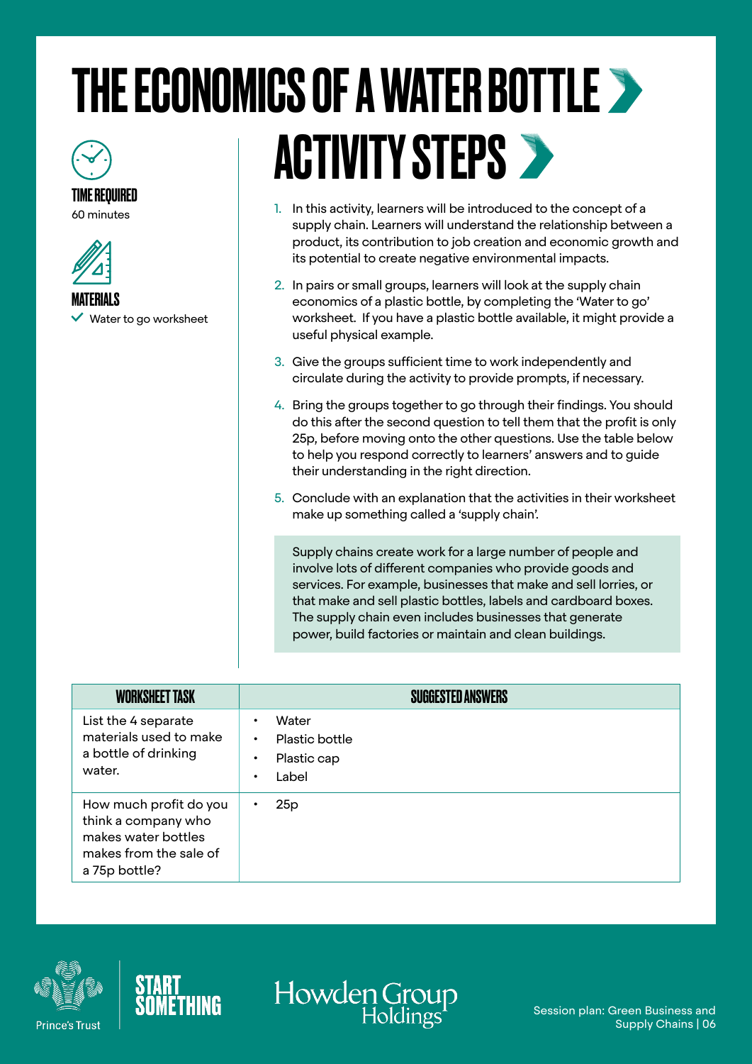# THE ECONOMICS OF A WATER BOTTLE

**TIME REQUIRED**
60 minutes

**MATERIALS**
- ✓ Water to go worksheet

## ACTIVITY STEPS

1. In this activity, learners will be introduced to the concept of a supply chain. Learners will understand the relationship between a product, its contribution to job creation and economic growth and its potential to create negative environmental impacts.
2. In pairs or small groups, learners will look at the supply chain economics of a plastic bottle, by completing the 'Water to go' worksheet. If you have a plastic bottle available, it might provide a useful physical example.
3. Give the groups sufficient time to work independently and circulate during the activity to provide prompts, if necessary.
4. Bring the groups together to go through their findings. You should do this after the second question to tell them that the profit is only 25p, before moving onto the other questions. Use the table below to help you respond correctly to learners' answers and to guide their understanding in the right direction.
5. Conclude with an explanation that the activities in their worksheet make up something called a 'supply chain'.

> Supply chains create work for a large number of people and involve lots of different companies who provide goods and services. For example, businesses that make and sell lorries, or that make and sell plastic bottles, labels and cardboard boxes. The supply chain even includes businesses that generate power, build factories or maintain and clean buildings.

| WORKSHEET TASK | SUGGESTED ANSWERS |
| --- | --- |
| List the 4 separate materials used to make a bottle of drinking water. | • Water<br>• Plastic bottle<br>• Plastic cap<br>• Label |
| How much profit do you think a company who makes water bottles makes from the sale of a 75p bottle? | • 25p |

Prince's Trust | START SOMETHING | Howden Group Holdings

Session plan: Green Business and Supply Chains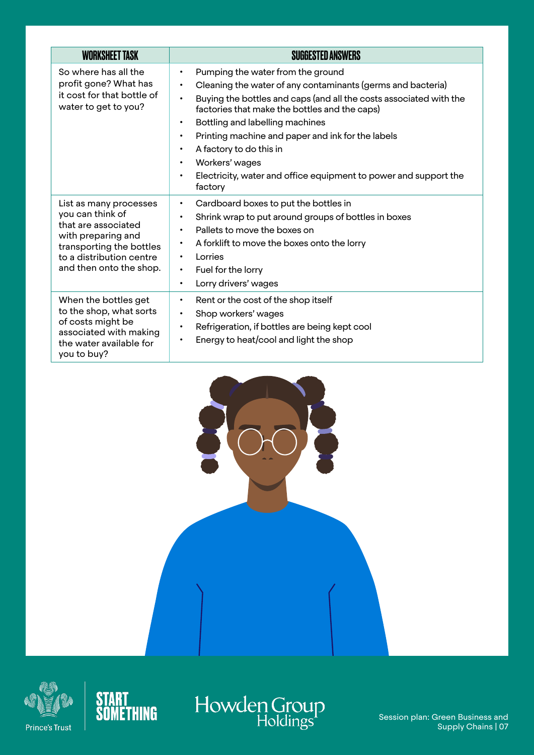| WORKSHEET TASK | SUGGESTED ANSWERS |
| --- | --- |
| So where has all the profit gone? What has it cost for that bottle of water to get to you? | • Pumping the water from the ground<br>• Cleaning the water of any contaminants (germs and bacteria)<br>• Buying the bottles and caps (and all the costs associated with the factories that make the bottles and the caps)<br>• Bottling and labelling machines<br>• Printing machine and paper and ink for the labels<br>• A factory to do this in<br>• Workers' wages<br>• Electricity, water and office equipment to power and support the factory |
| List as many processes you can think of that are associated with preparing and transporting the bottles to a distribution centre and then onto the shop. | • Cardboard boxes to put the bottles in<br>• Shrink wrap to put around groups of bottles in boxes<br>• Pallets to move the boxes on<br>• A forklift to move the boxes onto the lorry<br>• Lorries<br>• Fuel for the lorry<br>• Lorry drivers' wages |
| When the bottles get to the shop, what sorts of costs might be associated with making the water available for you to buy? | • Rent or the cost of the shop itself<br>• Shop workers' wages<br>• Refrigeration, if bottles are being kept cool<br>• Energy to heat/cool and light the shop |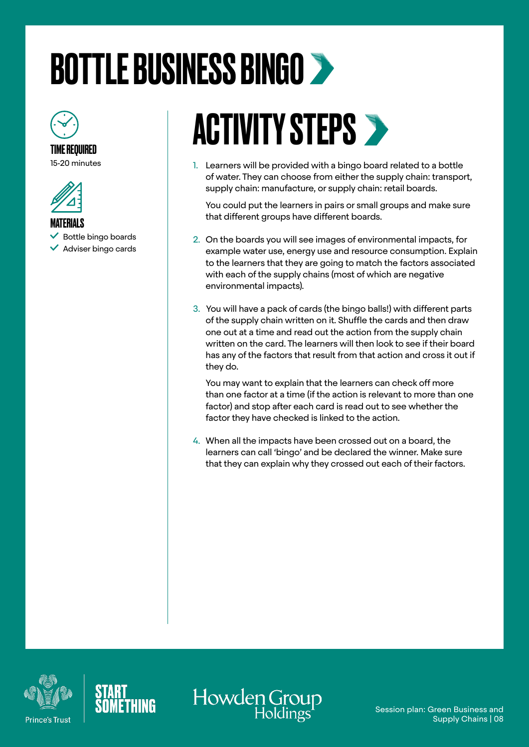# BOTTLE BUSINESS BINGO

**TIME REQUIRED**

15-20 minutes

**MATERIALS**

- Bottle bingo boards
- Adviser bingo cards

## ACTIVITY STEPS

1. Learners will be provided with a bingo board related to a bottle of water. They can choose from either the supply chain: transport, supply chain: manufacture, or supply chain: retail boards.

   You could put the learners in pairs or small groups and make sure that different groups have different boards.

2. On the boards you will see images of environmental impacts, for example water use, energy use and resource consumption. Explain to the learners that they are going to match the factors associated with each of the supply chains (most of which are negative environmental impacts).

3. You will have a pack of cards (the bingo balls!) with different parts of the supply chain written on it. Shuffle the cards and then draw one out at a time and read out the action from the supply chain written on the card. The learners will then look to see if their board has any of the factors that result from that action and cross it out if they do.

   You may want to explain that the learners can check off more than one factor at a time (if the action is relevant to more than one factor) and stop after each card is read out to see whether the factor they have checked is linked to the action.

4. When all the impacts have been crossed out on a board, the learners can call 'bingo' and be declared the winner. Make sure that they can explain why they crossed out each of their factors.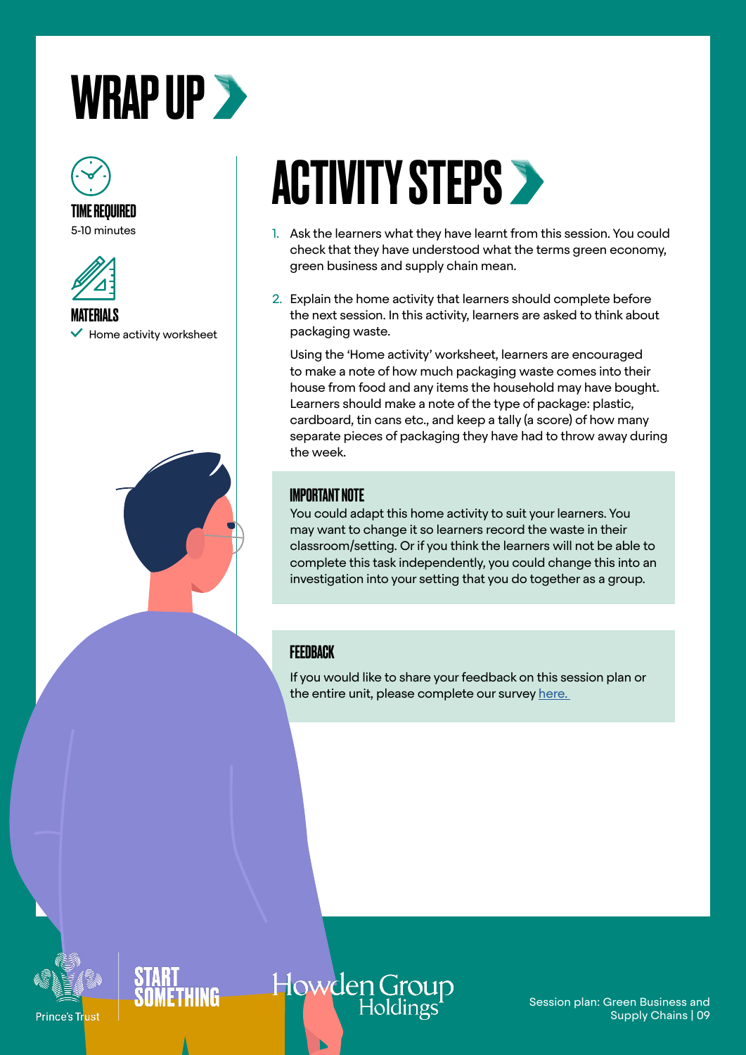# WRAP UP

**TIME REQUIRED**
5-10 minutes

**MATERIALS**
- ✓ Home activity worksheet

## ACTIVITY STEPS

1. Ask the learners what they have learnt from this session. You could check that they have understood what the terms green economy, green business and supply chain mean.

2. Explain the home activity that learners should complete before the next session. In this activity, learners are asked to think about packaging waste.

   Using the 'Home activity' worksheet, learners are encouraged to make a note of how much packaging waste comes into their house from food and any items the household may have bought. Learners should make a note of the type of package: plastic, cardboard, tin cans etc., and keep a tally (a score) of how many separate pieces of packaging they have had to throw away during the week.

### IMPORTANT NOTE

You could adapt this home activity to suit your learners. You may want to change it so learners record the waste in their classroom/setting. Or if you think the learners will not be able to complete this task independently, you could change this into an investigation into your setting that you do together as a group.

### FEEDBACK

If you would like to share your feedback on this session plan or the entire unit, please complete our survey here.